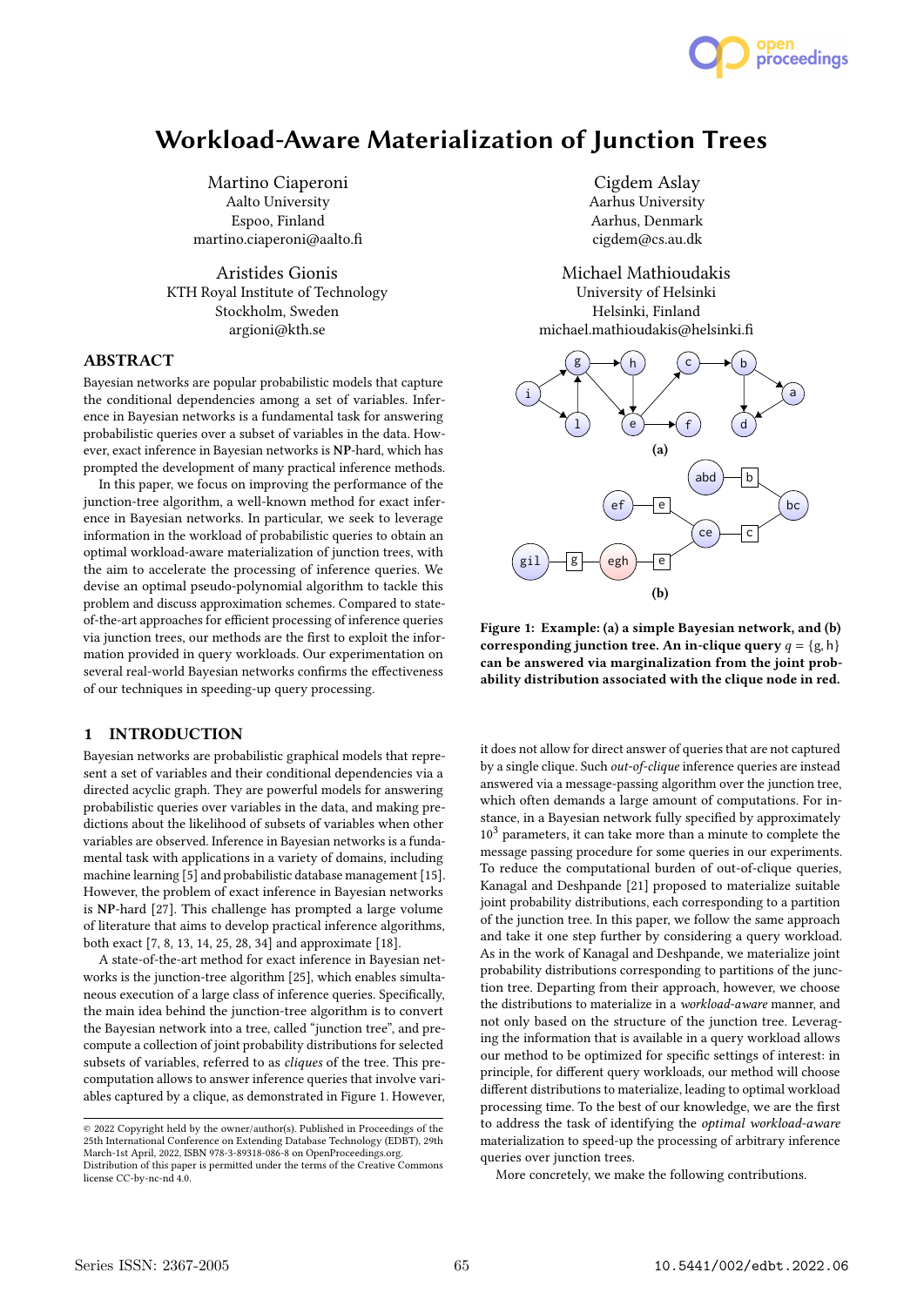# Workload-Aware Materialization of Junction Trees

Martino Ciaperoni
Aalto University
Espoo, Finland
martino.ciaperoni@aalto.fi

Cigdem Aslay
Aarhus University
Aarhus, Denmark
cigdem@cs.au.dk

Aristides Gionis
KTH Royal Institute of Technology
Stockholm, Sweden
argioni@kth.se

Michael Mathioudakis
University of Helsinki
Helsinki, Finland
michael.mathioudakis@helsinki.fi

## ABSTRACT

Bayesian networks are popular probabilistic models that capture the conditional dependencies among a set of variables. Inference in Bayesian networks is a fundamental task for answering probabilistic queries over a subset of variables in the data. However, exact inference in Bayesian networks is **NP**-hard, which has prompted the development of many practical inference methods.

In this paper, we focus on improving the performance of the junction-tree algorithm, a well-known method for exact inference in Bayesian networks. In particular, we seek to leverage information in the workload of probabilistic queries to obtain an optimal workload-aware materialization of junction trees, with the aim to accelerate the processing of inference queries. We devise an optimal pseudo-polynomial algorithm to tackle this problem and discuss approximation schemes. Compared to state-of-the-art approaches for efficient processing of inference queries via junction trees, our methods are the first to exploit the information provided in query workloads. Our experimentation on several real-world Bayesian networks confirms the effectiveness of our techniques in speeding-up query processing.

## 1 INTRODUCTION

Bayesian networks are probabilistic graphical models that represent a set of variables and their conditional dependencies via a directed acyclic graph. They are powerful models for answering probabilistic queries over variables in the data, and making predictions about the likelihood of subsets of variables when other variables are observed. Inference in Bayesian networks is a fundamental task with applications in a variety of domains, including machine learning [5] and probabilistic database management [15]. However, the problem of exact inference in Bayesian networks is **NP**-hard [27]. This challenge has prompted a large volume of literature that aims to develop practical inference algorithms, both exact [7, 8, 13, 14, 25, 28, 34] and approximate [18].

A state-of-the-art method for exact inference in Bayesian networks is the junction-tree algorithm [25], which enables simultaneous execution of a large class of inference queries. Specifically, the main idea behind the junction-tree algorithm is to convert the Bayesian network into a tree, called "junction tree", and precompute a collection of joint probability distributions for selected subsets of variables, referred to as *cliques* of the tree. This precomputation allows to answer inference queries that involve variables captured by a clique, as demonstrated in Figure 1. However, it does not allow for direct answer of queries that are not captured by a single clique. Such *out-of-clique* inference queries are instead answered via a message-passing algorithm over the junction tree, which often demands a large amount of computations. For instance, in a Bayesian network fully specified by approximately $10^3$ parameters, it can take more than a minute to complete the message passing procedure for some queries in our experiments. To reduce the computational burden of out-of-clique queries, Kanagal and Deshpande [21] proposed to materialize suitable joint probability distributions, each corresponding to a partition of the junction tree. In this paper, we follow the same approach and take it one step further by considering a query workload. As in the work of Kanagal and Deshpande, we materialize joint probability distributions corresponding to partitions of the junction tree. Departing from their approach, however, we choose the distributions to materialize in a *workload-aware* manner, and not only based on the structure of the junction tree. Leveraging the information that is available in a query workload allows our method to be optimized for specific settings of interest: in principle, for different query workloads, our method will choose different distributions to materialize, leading to optimal workload processing time. To the best of our knowledge, we are the first to address the task of identifying the *optimal workload-aware* materialization to speed-up the processing of arbitrary inference queries over junction trees.

More concretely, we make the following contributions.

**Figure 1: Example: (a) a simple Bayesian network, and (b) corresponding junction tree. An in-clique query $q = \{g, h\}$ can be answered via marginalization from the joint probability distribution associated with the clique node in red.**

© 2022 Copyright held by the owner/author(s). Published in Proceedings of the 25th International Conference on Extending Database Technology (EDBT), 29th March-1st April, 2022, ISBN 978-3-89318-086-8 on OpenProceedings.org.
Distribution of this paper is permitted under the terms of the Creative Commons license CC-by-nc-nd 4.0.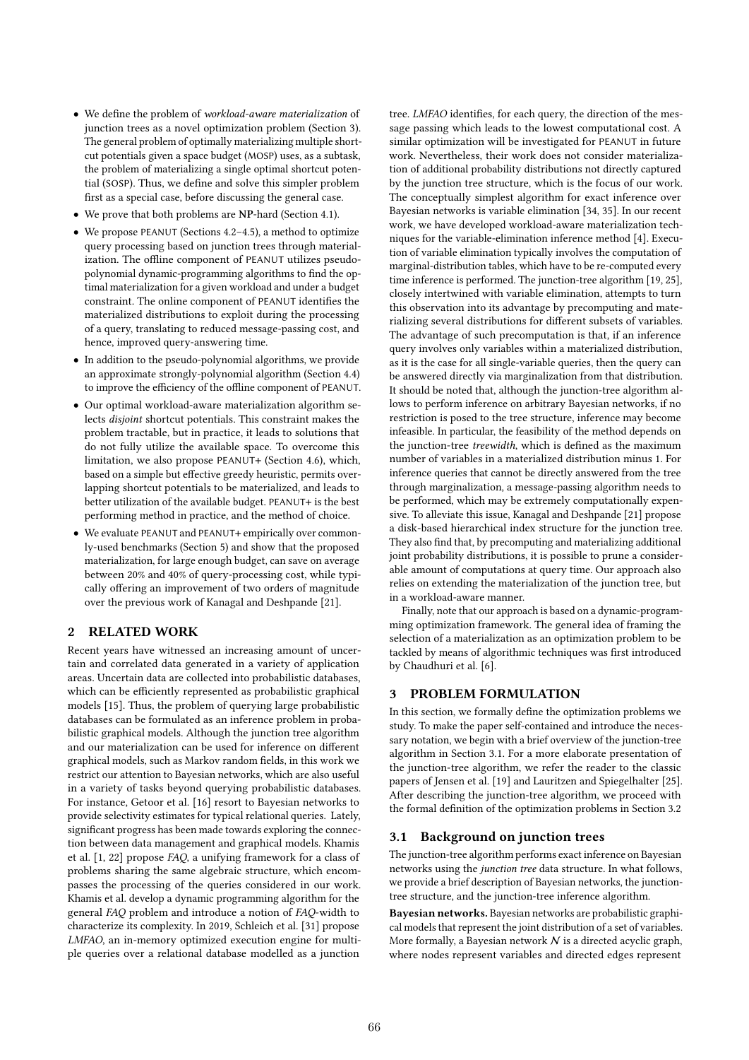- We define the problem of *workload-aware materialization* of junction trees as a novel optimization problem (Section 3). The general problem of optimally materializing multiple shortcut potentials given a space budget (MOSP) uses, as a subtask, the problem of materializing a single optimal shortcut potential (SOSP). Thus, we define and solve this simpler problem first as a special case, before discussing the general case.
- We prove that both problems are **NP**-hard (Section 4.1).
- We propose PEANUT (Sections 4.2–4.5), a method to optimize query processing based on junction trees through materialization. The offline component of PEANUT utilizes pseudo-polynomial dynamic-programming algorithms to find the optimal materialization for a given workload and under a budget constraint. The online component of PEANUT identifies the materialized distributions to exploit during the processing of a query, translating to reduced message-passing cost, and hence, improved query-answering time.
- In addition to the pseudo-polynomial algorithms, we provide an approximate strongly-polynomial algorithm (Section 4.4) to improve the efficiency of the offline component of PEANUT.
- Our optimal workload-aware materialization algorithm selects *disjoint* shortcut potentials. This constraint makes the problem tractable, but in practice, it leads to solutions that do not fully utilize the available space. To overcome this limitation, we also propose PEANUT+ (Section 4.6), which, based on a simple but effective greedy heuristic, permits overlapping shortcut potentials to be materialized, and leads to better utilization of the available budget. PEANUT+ is the best performing method in practice, and the method of choice.
- We evaluate PEANUT and PEANUT+ empirically over commonly-used benchmarks (Section 5) and show that the proposed materialization, for large enough budget, can save on average between 20% and 40% of query-processing cost, while typically offering an improvement of two orders of magnitude over the previous work of Kanagal and Deshpande [21].

## 2 RELATED WORK

Recent years have witnessed an increasing amount of uncertain and correlated data generated in a variety of application areas. Uncertain data are collected into probabilistic databases, which can be efficiently represented as probabilistic graphical models [15]. Thus, the problem of querying large probabilistic databases can be formulated as an inference problem in probabilistic graphical models. Although the junction tree algorithm and our materialization can be used for inference on different graphical models, such as Markov random fields, in this work we restrict our attention to Bayesian networks, which are also useful in a variety of tasks beyond querying probabilistic databases. For instance, Getoor et al. [16] resort to Bayesian networks to provide selectivity estimates for typical relational queries. Lately, significant progress has been made towards exploring the connection between data management and graphical models. Khamis et al. [1, 22] propose *FAQ*, a unifying framework for a class of problems sharing the same algebraic structure, which encompasses the processing of the queries considered in our work. Khamis et al. develop a dynamic programming algorithm for the general *FAQ* problem and introduce a notion of *FAQ*-width to characterize its complexity. In 2019, Schleich et al. [31] propose *LMFAO*, an in-memory optimized execution engine for multiple queries over a relational database modelled as a junction tree. *LMFAO* identifies, for each query, the direction of the message passing which leads to the lowest computational cost. A similar optimization will be investigated for PEANUT in future work. Nevertheless, their work does not consider materialization of additional probability distributions not directly captured by the junction tree structure, which is the focus of our work. The conceptually simplest algorithm for exact inference over Bayesian networks is variable elimination [34, 35]. In our recent work, we have developed workload-aware materialization techniques for the variable-elimination inference method [4]. Execution of variable elimination typically involves the computation of marginal-distribution tables, which have to be re-computed every time inference is performed. The junction-tree algorithm [19, 25], closely intertwined with variable elimination, attempts to turn this observation into its advantage by precomputing and materializing several distributions for different subsets of variables. The advantage of such precomputation is that, if an inference query involves only variables within a materialized distribution, as it is the case for all single-variable queries, then the query can be answered directly via marginalization from that distribution. It should be noted that, although the junction-tree algorithm allows to perform inference on arbitrary Bayesian networks, if no restriction is posed to the tree structure, inference may become infeasible. In particular, the feasibility of the method depends on the junction-tree *treewidth*, which is defined as the maximum number of variables in a materialized distribution minus 1. For inference queries that cannot be directly answered from the tree through marginalization, a message-passing algorithm needs to be performed, which may be extremely computationally expensive. To alleviate this issue, Kanagal and Deshpande [21] propose a disk-based hierarchical index structure for the junction tree. They also find that, by precomputing and materializing additional joint probability distributions, it is possible to prune a considerable amount of computations at query time. Our approach also relies on extending the materialization of the junction tree, but in a workload-aware manner.

Finally, note that our approach is based on a dynamic-programming optimization framework. The general idea of framing the selection of a materialization as an optimization problem to be tackled by means of algorithmic techniques was first introduced by Chaudhuri et al. [6].

## 3 PROBLEM FORMULATION

In this section, we formally define the optimization problems we study. To make the paper self-contained and introduce the necessary notation, we begin with a brief overview of the junction-tree algorithm in Section 3.1. For a more elaborate presentation of the junction-tree algorithm, we refer the reader to the classic papers of Jensen et al. [19] and Lauritzen and Spiegelhalter [25]. After describing the junction-tree algorithm, we proceed with the formal definition of the optimization problems in Section 3.2

### 3.1 Background on junction trees

The junction-tree algorithm performs exact inference on Bayesian networks using the *junction tree* data structure. In what follows, we provide a brief description of Bayesian networks, the junction-tree structure, and the junction-tree inference algorithm.

**Bayesian networks.** Bayesian networks are probabilistic graphical models that represent the joint distribution of a set of variables. More formally, a Bayesian network $\mathcal{N}$ is a directed acyclic graph, where nodes represent variables and directed edges represent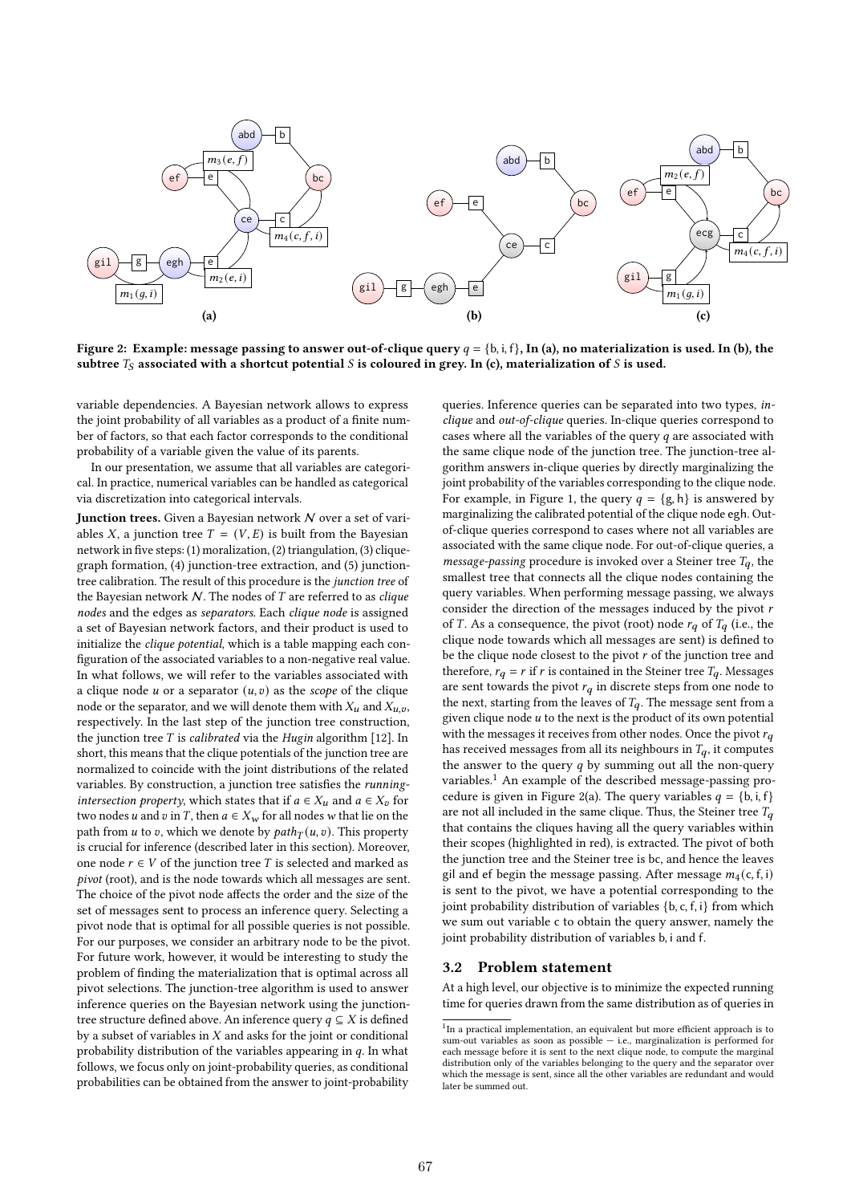Figure 2: Example: message passing to answer out-of-clique query $q = \{b, i, f\}$, In (a), no materialization is used. In (b), the subtree $T_S$ associated with a shortcut potential $S$ is coloured in grey. In (c), materialization of $S$ is used.

variable dependencies. A Bayesian network allows to express the joint probability of all variables as a product of a finite number of factors, so that each factor corresponds to the conditional probability of a variable given the value of its parents.

In our presentation, we assume that all variables are categorical. In practice, numerical variables can be handled as categorical via discretization into categorical intervals.

**Junction trees.** Given a Bayesian network $\mathcal{N}$ over a set of variables $X$, a junction tree $T = (V, E)$ is built from the Bayesian network in five steps: (1) moralization, (2) triangulation, (3) clique-graph formation, (4) junction-tree extraction, and (5) junction-tree calibration. The result of this procedure is the *junction tree* of the Bayesian network $\mathcal{N}$. The nodes of $T$ are referred to as *clique nodes* and the edges as *separators*. Each *clique node* is assigned a set of Bayesian network factors, and their product is used to initialize the *clique potential*, which is a table mapping each configuration of the associated variables to a non-negative real value. In what follows, we will refer to the variables associated with a clique node $u$ or a separator $(u, v)$ as the *scope* of the clique node or the separator, and we will denote them with $X_u$ and $X_{u,v}$, respectively. In the last step of the junction tree construction, the junction tree $T$ is *calibrated* via the *Hugin* algorithm [12]. In short, this means that the clique potentials of the junction tree are normalized to coincide with the joint distributions of the related variables. By construction, a junction tree satisfies the *running-intersection property*, which states that if $a \in X_u$ and $a \in X_v$ for two nodes $u$ and $v$ in $T$, then $a \in X_w$ for all nodes $w$ that lie on the path from $u$ to $v$, which we denote by $path_T(u, v)$. This property is crucial for inference (described later in this section). Moreover, one node $r \in V$ of the junction tree $T$ is selected and marked as *pivot* (root), and is the node towards which all messages are sent. The choice of the pivot node affects the order and the size of the set of messages sent to process an inference query. Selecting a pivot node that is optimal for all possible queries is not possible. For our purposes, we consider an arbitrary node to be the pivot. For future work, however, it would be interesting to study the problem of finding the materialization that is optimal across all pivot selections. The junction-tree algorithm is used to answer inference queries on the Bayesian network using the junction-tree structure defined above. An inference query $q \subseteq X$ is defined by a subset of variables in $X$ and asks for the joint or conditional probability distribution of the variables appearing in $q$. In what follows, we focus only on joint-probability queries, as conditional probabilities can be obtained from the answer to joint-probability queries. Inference queries can be separated into two types, *in-clique* and *out-of-clique* queries. In-clique queries correspond to cases where all the variables of the query $q$ are associated with the same clique node of the junction tree. The junction-tree algorithm answers in-clique queries by directly marginalizing the joint probability of the variables corresponding to the clique node. For example, in Figure 1, the query $q = \{g, h\}$ is answered by marginalizing the calibrated potential of the clique node egh. Out-of-clique queries correspond to cases where not all variables are associated with the same clique node. For out-of-clique queries, a *message-passing* procedure is invoked over a Steiner tree $T_q$, the smallest tree that connects all the clique nodes containing the query variables. When performing message passing, we always consider the direction of the messages induced by the pivot $r$ of $T$. As a consequence, the pivot (root) node $r_q$ of $T_q$ (i.e., the clique node towards which all messages are sent) is defined to be the clique node closest to the pivot $r$ of the junction tree and therefore, $r_q = r$ if $r$ is contained in the Steiner tree $T_q$. Messages are sent towards the pivot $r_q$ in discrete steps from one node to the next, starting from the leaves of $T_q$. The message sent from a given clique node $u$ to the next is the product of its own potential with the messages it receives from other nodes. Once the pivot $r_q$ has received messages from all its neighbours in $T_q$, it computes the answer to the query $q$ by summing out all the non-query variables.[1] An example of the described message-passing procedure is given in Figure 2(a). The query variables $q = \{b, i, f\}$ are not all included in the same clique. Thus, the Steiner tree $T_q$ that contains the cliques having all the query variables within their scopes (highlighted in red), is extracted. The pivot of both the junction tree and the Steiner tree is bc, and hence the leaves gil and ef begin the message passing. After message $m_4(c, f, i)$ is sent to the pivot, we have a potential corresponding to the joint probability distribution of variables $\{b, c, f, i\}$ from which we sum out variable c to obtain the query answer, namely the joint probability distribution of variables b, i and f.

### 3.2 Problem statement

At a high level, our objective is to minimize the expected running time for queries drawn from the same distribution as of queries in

[1] In a practical implementation, an equivalent but more efficient approach is to sum-out variables as soon as possible — i.e., marginalization is performed for each message before it is sent to the next clique node, to compute the marginal distribution only of the variables belonging to the query and the separator over which the message is sent, since all the other variables are redundant and would later be summed out.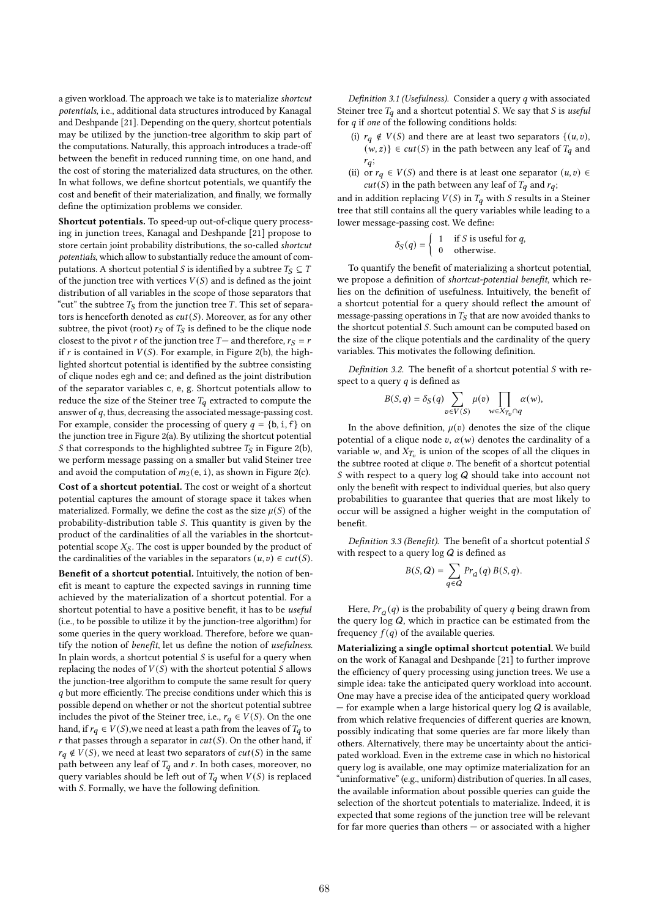a given workload. The approach we take is to materialize *shortcut potentials*, i.e., additional data structures introduced by Kanagal and Deshpande [21]. Depending on the query, shortcut potentials may be utilized by the junction-tree algorithm to skip part of the computations. Naturally, this approach introduces a trade-off between the benefit in reduced running time, on one hand, and the cost of storing the materialized data structures, on the other. In what follows, we define shortcut potentials, we quantify the cost and benefit of their materialization, and finally, we formally define the optimization problems we consider.

**Shortcut potentials.** To speed-up out-of-clique query processing in junction trees, Kanagal and Deshpande [21] propose to store certain joint probability distributions, the so-called *shortcut potentials*, which allow to substantially reduce the amount of computations. A shortcut potential $S$ is identified by a subtree $T_S \subseteq T$ of the junction tree with vertices $V(S)$ and is defined as the joint distribution of all variables in the scope of those separators that "cut" the subtree $T_S$ from the junction tree $T$. This set of separators is henceforth denoted as $cut(S)$. Moreover, as for any other subtree, the pivot (root) $r_S$ of $T_S$ is defined to be the clique node closest to the pivot $r$ of the junction tree $T$— and therefore, $r_S = r$ if $r$ is contained in $V(S)$. For example, in Figure 2(b), the highlighted shortcut potential is identified by the subtree consisting of clique nodes egh and ce; and defined as the joint distribution of the separator variables c, e, g. Shortcut potentials allow to reduce the size of the Steiner tree $T_q$ extracted to compute the answer of $q$, thus, decreasing the associated message-passing cost. For example, consider the processing of query $q = \{$b, i, f$\}$ on the junction tree in Figure 2(a). By utilizing the shortcut potential $S$ that corresponds to the highlighted subtree $T_S$ in Figure 2(b), we perform message passing on a smaller but valid Steiner tree and avoid the computation of $m_2($e, i$)$, as shown in Figure 2(c).

**Cost of a shortcut potential.** The cost or weight of a shortcut potential captures the amount of storage space it takes when materialized. Formally, we define the cost as the size $\mu(S)$ of the probability-distribution table $S$. This quantity is given by the product of the cardinalities of all the variables in the shortcut-potential scope $X_S$. The cost is upper bounded by the product of the cardinalities of the variables in the separators $(u, v) \in cut(S)$.

**Benefit of a shortcut potential.** Intuitively, the notion of benefit is meant to capture the expected savings in running time achieved by the materialization of a shortcut potential. For a shortcut potential to have a positive benefit, it has to be *useful* (i.e., to be possible to utilize it by the junction-tree algorithm) for some queries in the query workload. Therefore, before we quantify the notion of *benefit*, let us define the notion of *usefulness*. In plain words, a shortcut potential $S$ is useful for a query when replacing the nodes of $V(S)$ with the shortcut potential $S$ allows the junction-tree algorithm to compute the same result for query $q$ but more efficiently. The precise conditions under which this is possible depend on whether or not the shortcut potential subtree includes the pivot of the Steiner tree, i.e., $r_q \in V(S)$. On the one hand, if $r_q \in V(S)$,we need at least a path from the leaves of $T_q$ to $r$ that passes through a separator in $cut(S)$. On the other hand, if $r_q \notin V(S)$, we need at least two separators of $cut(S)$ in the same path between any leaf of $T_q$ and $r$. In both cases, moreover, no query variables should be left out of $T_q$ when $V(S)$ is replaced with $S$. Formally, we have the following definition.

*Definition 3.1 (Usefulness).* Consider a query $q$ with associated Steiner tree $T_q$ and a shortcut potential $S$. We say that $S$ is *useful* for $q$ if *one* of the following conditions holds:

(i) $r_q \notin V(S)$ and there are at least two separators $\{(u, v), (w, z)\} \in cut(S)$ in the path between any leaf of $T_q$ and $r_q$;
(ii) or $r_q \in V(S)$ and there is at least one separator $(u, v) \in cut(S)$ in the path between any leaf of $T_q$ and $r_q$;

and in addition replacing $V(S)$ in $T_q$ with $S$ results in a Steiner tree that still contains all the query variables while leading to a lower message-passing cost. We define:

$$\delta_S(q) = \begin{cases} 1 & \text{if } S \text{ is useful for } q, \\ 0 & \text{otherwise.} \end{cases}$$

To quantify the benefit of materializing a shortcut potential, we propose a definition of *shortcut-potential benefit*, which relies on the definition of usefulness. Intuitively, the benefit of a shortcut potential for a query should reflect the amount of message-passing operations in $T_S$ that are now avoided thanks to the shortcut potential $S$. Such amount can be computed based on the size of the clique potentials and the cardinality of the query variables. This motivates the following definition.

*Definition 3.2.* The benefit of a shortcut potential $S$ with respect to a query $q$ is defined as

$$B(S, q) = \delta_S(q) \sum_{v \in V(S)} \mu(v) \prod_{w \in X_{T_v} \cap q} \alpha(w),$$

In the above definition, $\mu(v)$ denotes the size of the clique potential of a clique node $v$, $\alpha(w)$ denotes the cardinality of a variable $w$, and $X_{T_v}$ is union of the scopes of all the cliques in the subtree rooted at clique $v$. The benefit of a shortcut potential $S$ with respect to a query log $Q$ should take into account not only the benefit with respect to individual queries, but also query probabilities to guarantee that queries that are most likely to occur will be assigned a higher weight in the computation of benefit.

*Definition 3.3 (Benefit).* The benefit of a shortcut potential $S$ with respect to a query log $Q$ is defined as

$$B(S, Q) = \sum_{q \in Q} Pr_Q(q)\, B(S, q).$$

Here, $Pr_Q(q)$ is the probability of query $q$ being drawn from the query log $Q$, which in practice can be estimated from the frequency $f(q)$ of the available queries.

**Materializing a single optimal shortcut potential.** We build on the work of Kanagal and Deshpande [21] to further improve the efficiency of query processing using junction trees. We use a simple idea: take the anticipated query workload into account. One may have a precise idea of the anticipated query workload — for example when a large historical query log $Q$ is available, from which relative frequencies of different queries are known, possibly indicating that some queries are far more likely than others. Alternatively, there may be uncertainty about the anticipated workload. Even in the extreme case in which no historical query log is available, one may optimize materialization for an "uninformative" (e.g., uniform) distribution of queries. In all cases, the available information about possible queries can guide the selection of the shortcut potentials to materialize. Indeed, it is expected that some regions of the junction tree will be relevant for far more queries than others — or associated with a higher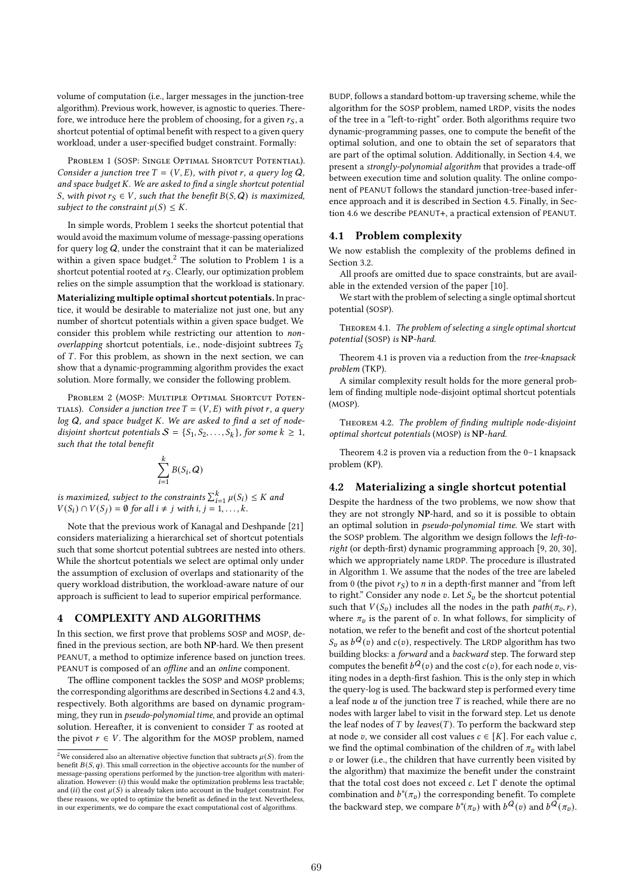volume of computation (i.e., larger messages in the junction-tree algorithm). Previous work, however, is agnostic to queries. Therefore, we introduce here the problem of choosing, for a given $r_S$, a shortcut potential of optimal benefit with respect to a given query workload, under a user-specified budget constraint. Formally:

Problem 1 (SOSP: Single Optimal Shortcut Potential). *Consider a junction tree $T = (V, E)$, with pivot $r$, a query log $\mathcal{Q}$, and space budget $K$. We are asked to find a single shortcut potential $S$, with pivot $r_S \in V$, such that the benefit $B(S, \mathcal{Q})$ is maximized, subject to the constraint $\mu(S) \leq K$.*

In simple words, Problem 1 seeks the shortcut potential that would avoid the maximum volume of message-passing operations for query log $\mathcal{Q}$, under the constraint that it can be materialized within a given space budget.[2] The solution to Problem 1 is a shortcut potential rooted at $r_S$. Clearly, our optimization problem relies on the simple assumption that the workload is stationary.

**Materializing multiple optimal shortcut potentials.** In practice, it would be desirable to materialize not just one, but any number of shortcut potentials within a given space budget. We consider this problem while restricting our attention to *non-overlapping* shortcut potentials, i.e., node-disjoint subtrees $T_S$ of $T$. For this problem, as shown in the next section, we can show that a dynamic-programming algorithm provides the exact solution. More formally, we consider the following problem.

Problem 2 (MOSP: Multiple Optimal Shortcut Potentials). *Consider a junction tree $T = (V, E)$ with pivot $r$, a query log $\mathcal{Q}$, and space budget $K$. We are asked to find a set of node-disjoint shortcut potentials $\mathcal{S} = \{S_1, S_2, \ldots, S_k\}$, for some $k \geq 1$, such that the total benefit*

$$\sum_{i=1}^{k} B(S_i, \mathcal{Q})$$

*is maximized, subject to the constraints $\sum_{i=1}^{k} \mu(S_i) \leq K$ and $V(S_i) \cap V(S_j) = \emptyset$ for all $i \neq j$ with $i, j = 1, \ldots, k$.*

Note that the previous work of Kanagal and Deshpande [21] considers materializing a hierarchical set of shortcut potentials such that some shortcut potential subtrees are nested into others. While the shortcut potentials we select are optimal only under the assumption of exclusion of overlaps and stationarity of the query workload distribution, the workload-aware nature of our approach is sufficient to lead to superior empirical performance.

## 4 COMPLEXITY AND ALGORITHMS

In this section, we first prove that problems SOSP and MOSP, defined in the previous section, are both **NP**-hard. We then present PEANUT, a method to optimize inference based on junction trees. PEANUT is composed of an *offline* and an *online* component.

The offline component tackles the SOSP and MOSP problems; the corresponding algorithms are described in Sections 4.2 and 4.3, respectively. Both algorithms are based on dynamic programming, they run in *pseudo-polynomial time*, and provide an optimal solution. Hereafter, it is convenient to consider $T$ as rooted at the pivot $r \in V$. The algorithm for the MOSP problem, named BUDP, follows a standard bottom-up traversing scheme, while the algorithm for the SOSP problem, named LRDP, visits the nodes of the tree in a "left-to-right" order. Both algorithms require two dynamic-programming passes, one to compute the benefit of the optimal solution, and one to obtain the set of separators that are part of the optimal solution. Additionally, in Section 4.4, we present a *strongly-polynomial algorithm* that provides a trade-off between execution time and solution quality. The online component of PEANUT follows the standard junction-tree-based inference approach and it is described in Section 4.5. Finally, in Section 4.6 we describe PEANUT+, a practical extension of PEANUT.

### 4.1 Problem complexity

We now establish the complexity of the problems defined in Section 3.2.

All proofs are omitted due to space constraints, but are available in the extended version of the paper [10].

We start with the problem of selecting a single optimal shortcut potential (SOSP).

Theorem 4.1. *The problem of selecting a single optimal shortcut potential (SOSP) is **NP**-hard.*

Theorem 4.1 is proven via a reduction from the *tree-knapsack problem* (TKP).

A similar complexity result holds for the more general problem of finding multiple node-disjoint optimal shortcut potentials (MOSP).

Theorem 4.2. *The problem of finding multiple node-disjoint optimal shortcut potentials (MOSP) is **NP**-hard.*

Theorem 4.2 is proven via a reduction from the 0–1 knapsack problem (KP).

### 4.2 Materializing a single shortcut potential

Despite the hardness of the two problems, we now show that they are not strongly **NP**-hard, and so it is possible to obtain an optimal solution in *pseudo-polynomial time*. We start with the SOSP problem. The algorithm we design follows the *left-to-right* (or depth-first) dynamic programming approach [9, 20, 30], which we appropriately name LRDP. The procedure is illustrated in Algorithm 1. We assume that the nodes of the tree are labeled from 0 (the pivot $r_S$) to $n$ in a depth-first manner and "from left to right." Consider any node $v$. Let $S_v$ be the shortcut potential such that $V(S_v)$ includes all the nodes in the path $path(\pi_v, r)$, where $\pi_v$ is the parent of $v$. In what follows, for simplicity of notation, we refer to the benefit and cost of the shortcut potential $S_v$ as $b^{\mathcal{Q}}(v)$ and $c(v)$, respectively. The LRDP algorithm has two building blocks: a *forward* and a *backward* step. The forward step computes the benefit $b^{\mathcal{Q}}(v)$ and the cost $c(v)$, for each node $v$, visiting nodes in a depth-first fashion. This is the only step in which the query-log is used. The backward step is performed every time a leaf node $u$ of the junction tree $T$ is reached, while there are no nodes with larger label to visit in the forward step. Let us denote the leaf nodes of $T$ by $leaves(T)$. To perform the backward step at node $v$, we consider all cost values $c \in [K]$. For each value $c$, we find the optimal combination of the children of $\pi_v$ with label $v$ or lower (i.e., the children that have currently been visited by the algorithm) that maximize the benefit under the constraint that the total cost does not exceed $c$. Let $\Gamma$ denote the optimal combination and $b^*(\pi_v)$ the corresponding benefit. To complete the backward step, we compare $b^*(\pi_v)$ with $b^{\mathcal{Q}}(v)$ and $b^{\mathcal{Q}}(\pi_v)$.

[2] We considered also an alternative objective function that subtracts $\mu(S)$. from the benefit $B(S, q)$. This small correction in the objective accounts for the number of message-passing operations performed by the junction-tree algorithm with materialization. However: (*i*) this would make the optimization problems less tractable; and (*ii*) the cost $\mu(S)$ is already taken into account in the budget constraint. For these reasons, we opted to optimize the benefit as defined in the text. Nevertheless, in our experiments, we do compare the exact computational cost of algorithms.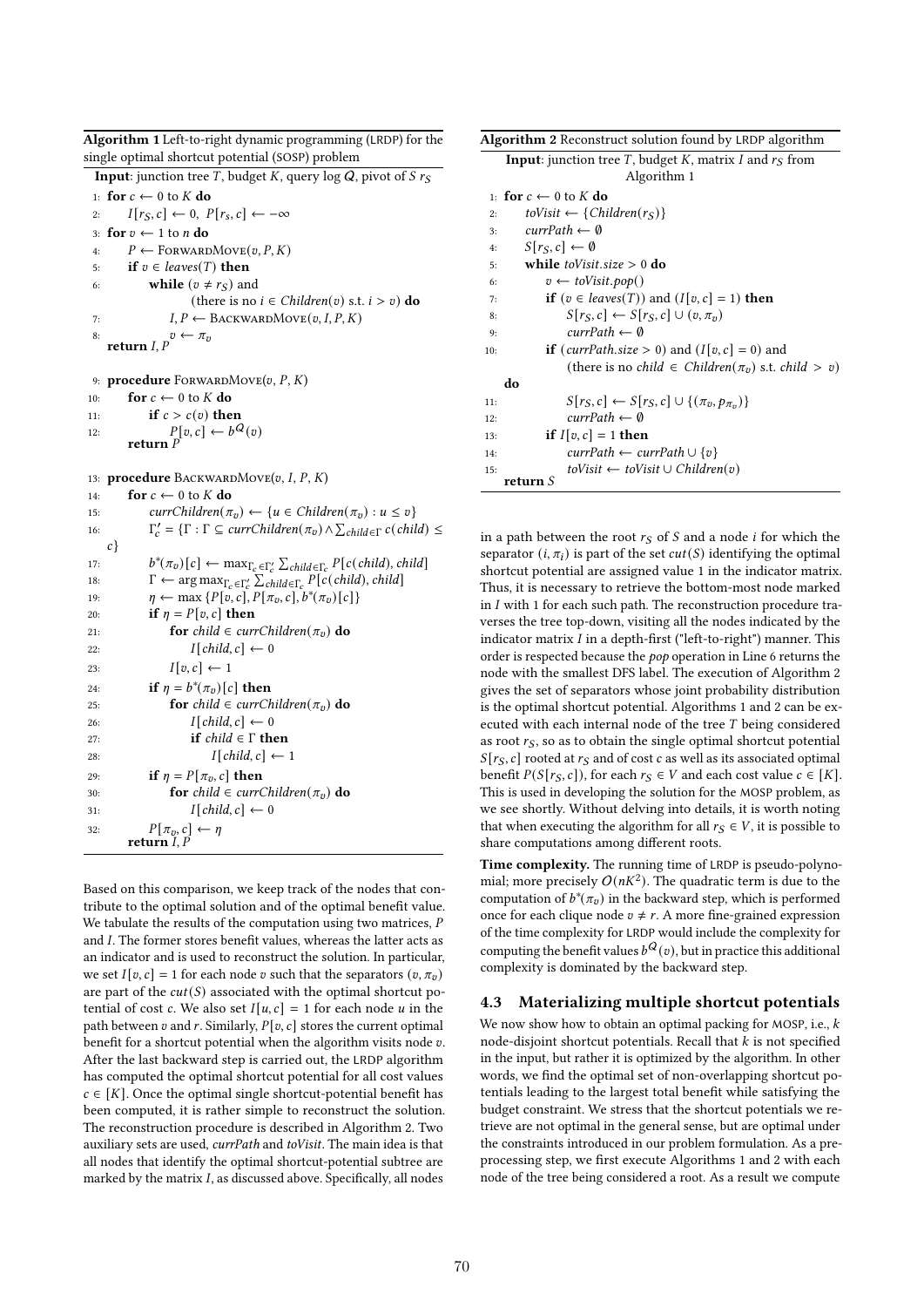**Algorithm 1** Left-to-right dynamic programming (LRDP) for the single optimal shortcut potential (SOSP) problem

```
Input: junction tree T, budget K, query log Q, pivot of S r_S
 1: for c ← 0 to K do
 2:     I[r_S, c] ← 0,  P[r_s, c] ← −∞
 3: for v ← 1 to n do
 4:     P ← ForwardMove(v, P, K)
 5:     if v ∈ leaves(T) then
 6:         while (v ≠ r_S) and
                  (there is no i ∈ Children(v) s.t. i > v) do
 7:             I, P ← BackwardMove(v, I, P, K)
 8:             v ← π_v
    return I, P

 9: procedure ForwardMove(v, P, K)
10:     for c ← 0 to K do
11:         if c > c(v) then
12:             P[v, c] ← b^Q(v)
        return P

13: procedure BackwardMove(v, I, P, K)
14:     for c ← 0 to K do
15:         currChildren(π_v) ← {u ∈ Children(π_v) : u ≤ v}
16:         Γ'_c = {Γ : Γ ⊆ currChildren(π_v) ∧ Σ_{child∈Γ} c(child) ≤ c}
17:         b*(π_v)[c] ← max_{Γ_c∈Γ'_c} Σ_{child∈Γ_c} P[c(child), child]
18:         Γ ← arg max_{Γ_c∈Γ'_c} Σ_{child∈Γ_c} P[c(child), child]
19:         η ← max {P[v, c], P[π_v, c], b*(π_v)[c]}
20:         if η = P[v, c] then
21:             for child ∈ currChildren(π_v) do
22:                 I[child, c] ← 0
23:             I[v, c] ← 1
24:         if η = b*(π_v)[c] then
25:             for child ∈ currChildren(π_v) do
26:                 I[child, c] ← 0
27:                 if child ∈ Γ then
28:                     I[child, c] ← 1
29:         if η = P[π_v, c] then
30:             for child ∈ currChildren(π_v) do
31:                 I[child, c] ← 0
32:         P[π_v, c] ← η
        return I, P
```

Based on this comparison, we keep track of the nodes that contribute to the optimal solution and of the optimal benefit value. We tabulate the results of the computation using two matrices, $P$ and $I$. The former stores benefit values, whereas the latter acts as an indicator and is used to reconstruct the solution. In particular, we set $I[v, c] = 1$ for each node $v$ such that the separators $(v, \pi_v)$ are part of the $cut(S)$ associated with the optimal shortcut potential of cost $c$. We also set $I[u, c] = 1$ for each node $u$ in the path between $v$ and $r$. Similarly, $P[v, c]$ stores the current optimal benefit for a shortcut potential when the algorithm visits node $v$. After the last backward step is carried out, the LRDP algorithm has computed the optimal shortcut potential for all cost values $c \in [K]$. Once the optimal single shortcut-potential benefit has been computed, it is rather simple to reconstruct the solution. The reconstruction procedure is described in Algorithm 2. Two auxiliary sets are used, *currPath* and *toVisit*. The main idea is that all nodes that identify the optimal shortcut-potential subtree are marked by the matrix $I$, as discussed above. Specifically, all nodes

**Algorithm 2** Reconstruct solution found by LRDP algorithm

```
Input: junction tree T, budget K, matrix I and r_S from
       Algorithm 1
 1: for c ← 0 to K do
 2:     toVisit ← {Children(r_S)}
 3:     currPath ← ∅
 4:     S[r_S, c] ← ∅
 5:     while toVisit.size > 0 do
 6:         v ← toVisit.pop()
 7:         if (v ∈ leaves(T)) and (I[v, c] = 1) then
 8:             S[r_S, c] ← S[r_S, c] ∪ (v, π_v)
 9:             currPath ← ∅
10:         if (currPath.size > 0) and (I[v, c] = 0) and
               (there is no child ∈ Children(π_v) s.t. child > v)
    do
11:             S[r_S, c] ← S[r_S, c] ∪ {(π_v, p_{π_v})}
12:             currPath ← ∅
13:         if I[v, c] = 1 then
14:             currPath ← currPath ∪ {v}
15:             toVisit ← toVisit ∪ Children(v)
    return S
```

in a path between the root $r_S$ of $S$ and a node $i$ for which the separator $(i, \pi_i)$ is part of the set $cut(S)$ identifying the optimal shortcut potential are assigned value 1 in the indicator matrix. Thus, it is necessary to retrieve the bottom-most node marked in $I$ with 1 for each such path. The reconstruction procedure traverses the tree top-down, visiting all the nodes indicated by the indicator matrix $I$ in a depth-first ("left-to-right") manner. This order is respected because the *pop* operation in Line 6 returns the node with the smallest DFS label. The execution of Algorithm 2 gives the set of separators whose joint probability distribution is the optimal shortcut potential. Algorithms 1 and 2 can be executed with each internal node of the tree $T$ being considered as root $r_S$, so as to obtain the single optimal shortcut potential $S[r_S, c]$ rooted at $r_S$ and of cost $c$ as well as its associated optimal benefit $P(S[r_S, c])$, for each $r_S \in V$ and each cost value $c \in [K]$. This is used in developing the solution for the MOSP problem, as we see shortly. Without delving into details, it is worth noting that when executing the algorithm for all $r_S \in V$, it is possible to share computations among different roots.

**Time complexity.** The running time of LRDP is pseudo-polynomial; more precisely $O(nK^2)$. The quadratic term is due to the computation of $b^*(\pi_v)$ in the backward step, which is performed once for each clique node $v \neq r$. A more fine-grained expression of the time complexity for LRDP would include the complexity for computing the benefit values $b^Q(v)$, but in practice this additional complexity is dominated by the backward step.

### 4.3 Materializing multiple shortcut potentials

We now show how to obtain an optimal packing for MOSP, i.e., $k$ node-disjoint shortcut potentials. Recall that $k$ is not specified in the input, but rather it is optimized by the algorithm. In other words, we find the optimal set of non-overlapping shortcut potentials leading to the largest total benefit while satisfying the budget constraint. We stress that the shortcut potentials we retrieve are not optimal in the general sense, but are optimal under the constraints introduced in our problem formulation. As a preprocessing step, we first execute Algorithms 1 and 2 with each node of the tree being considered a root. As a result we compute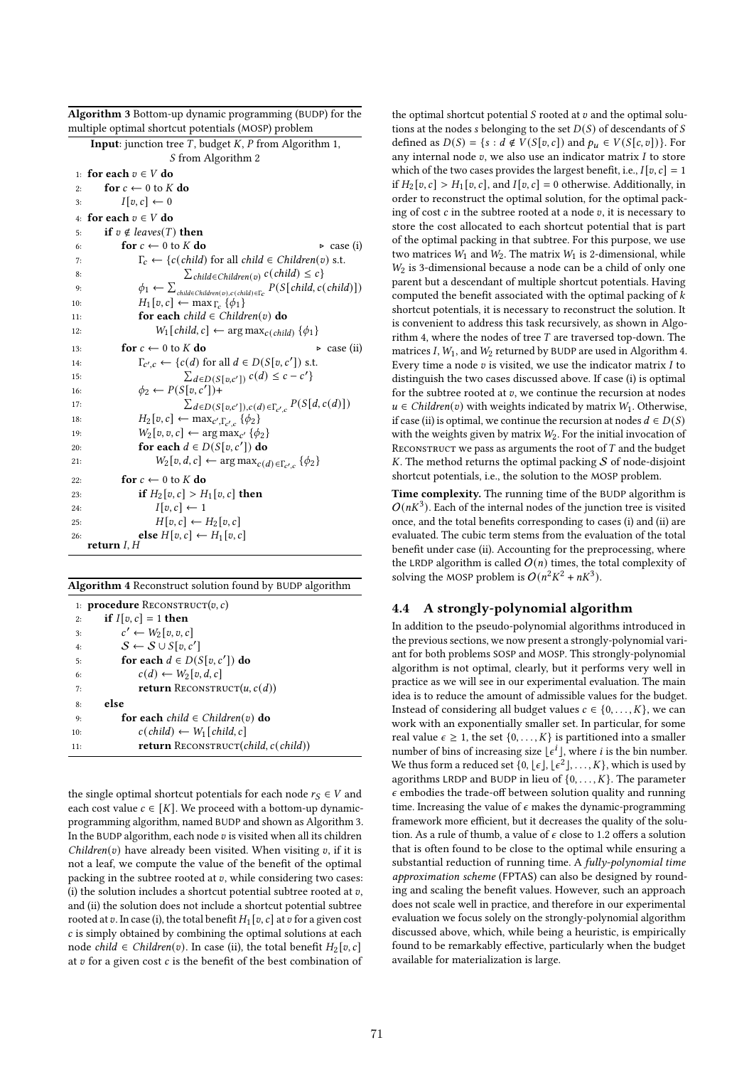**Algorithm 3** Bottom-up dynamic programming (BUDP) for the multiple optimal shortcut potentials (MOSP) problem

```
Input: junction tree T, budget K, P from Algorithm 1,
       S from Algorithm 2
 1: for each v ∈ V do
 2:     for c ← 0 to K do
 3:         I[v, c] ← 0
 4: for each v ∈ V do
 5:     if v ∉ leaves(T) then
 6:         for c ← 0 to K do                                  ▷ case (i)
 7:             Γ_c ← {c(child) for all child ∈ Children(v) s.t.
 8:                      Σ_{child∈Children(v)} c(child) ≤ c}
 9:             φ_1 ← Σ_{child∈Children(v),c(child)∈Γ_c} P(S[child, c(child)])
10:             H_1[v, c] ← max_{Γ_c} {φ_1}
11:             for each child ∈ Children(v) do
12:                 W_1[child, c] ← arg max_{c(child)} {φ_1}
13:         for c ← 0 to K do                                  ▷ case (ii)
14:             Γ_{c',c} ← {c(d) for all d ∈ D(S[v, c']) s.t.
15:                          Σ_{d∈D(S[v,c'])} c(d) ≤ c − c'}
16:             φ_2 ← P(S[v, c'])+
17:                    Σ_{d∈D(S[v,c']),c(d)∈Γ_{c',c}} P(S[d, c(d)])
18:             H_2[v, c] ← max_{c',Γ_{c',c}} {φ_2}
19:             W_2[v, v, c] ← arg max_{c'} {φ_2}
20:             for each d ∈ D(S[v, c']) do
21:                 W_2[v, d, c] ← arg max_{c(d)∈Γ_{c',c}} {φ_2}
22:         for c ← 0 to K do
23:             if H_2[v, c] > H_1[v, c] then
24:                 I[v, c] ← 1
25:                 H[v, c] ← H_2[v, c]
26:             else H[v, c] ← H_1[v, c]
    return I, H
```

**Algorithm 4** Reconstruct solution found by BUDP algorithm

```
 1: procedure Reconstruct(v, c)
 2:     if I[v, c] = 1 then
 3:         c' ← W_2[v, v, c]
 4:         𝒮 ← 𝒮 ∪ S[v, c']
 5:         for each d ∈ D(S[v, c']) do
 6:             c(d) ← W_2[v, d, c]
 7:             return Reconstruct(u, c(d))
 8:     else
 9:         for each child ∈ Children(v) do
10:             c(child) ← W_1[child, c]
11:             return Reconstruct(child, c(child))
```

the single optimal shortcut potentials for each node $r_S \in V$ and each cost value $c \in [K]$. We proceed with a bottom-up dynamic-programming algorithm, named BUDP and shown as Algorithm 3. In the BUDP algorithm, each node $v$ is visited when all its children *Children*($v$) have already been visited. When visiting $v$, if it is not a leaf, we compute the value of the benefit of the optimal packing in the subtree rooted at $v$, while considering two cases: (i) the solution includes a shortcut potential subtree rooted at $v$, and (ii) the solution does not include a shortcut potential subtree rooted at $v$. In case (i), the total benefit $H_1[v, c]$ at $v$ for a given cost $c$ is simply obtained by combining the optimal solutions at each node $child \in Children(v)$. In case (ii), the total benefit $H_2[v, c]$ at $v$ for a given cost $c$ is the benefit of the best combination of the optimal shortcut potential $S$ rooted at $v$ and the optimal solutions at the nodes $s$ belonging to the set $D(S)$ of descendants of $S$ defined as $D(S) = \{s : d \notin V(S[v, c]) \text{ and } p_u \in V(S[c, v])\}$. For any internal node $v$, we also use an indicator matrix $I$ to store which of the two cases provides the largest benefit, i.e., $I[v, c] = 1$ if $H_2[v, c] > H_1[v, c]$, and $I[v, c] = 0$ otherwise. Additionally, in order to reconstruct the optimal solution, for the optimal packing of cost $c$ in the subtree rooted at a node $v$, it is necessary to store the cost allocated to each shortcut potential that is part of the optimal packing in that subtree. For this purpose, we use two matrices $W_1$ and $W_2$. The matrix $W_1$ is 2-dimensional, while $W_2$ is 3-dimensional because a node can be a child of only one parent but a descendant of multiple shortcut potentials. Having computed the benefit associated with the optimal packing of $k$ shortcut potentials, it is necessary to reconstruct the solution. It is convenient to address this task recursively, as shown in Algorithm 4, where the nodes of tree $T$ are traversed top-down. The matrices $I$, $W_1$, and $W_2$ returned by BUDP are used in Algorithm 4. Every time a node $v$ is visited, we use the indicator matrix $I$ to distinguish the two cases discussed above. If case (i) is optimal for the subtree rooted at $v$, we continue the recursion at nodes $u \in Children(v)$ with weights indicated by matrix $W_1$. Otherwise, if case (ii) is optimal, we continue the recursion at nodes $d \in D(S)$ with the weights given by matrix $W_2$. For the initial invocation of Reconstruct we pass as arguments the root of $T$ and the budget $K$. The method returns the optimal packing $\mathcal{S}$ of node-disjoint shortcut potentials, i.e., the solution to the MOSP problem.

**Time complexity.** The running time of the BUDP algorithm is $O(nK^3)$. Each of the internal nodes of the junction tree is visited once, and the total benefits corresponding to cases (i) and (ii) are evaluated. The cubic term stems from the evaluation of the total benefit under case (ii). Accounting for the preprocessing, where the LRDP algorithm is called $O(n)$ times, the total complexity of solving the MOSP problem is $O(n^2K^2 + nK^3)$.

### 4.4 A strongly-polynomial algorithm

In addition to the pseudo-polynomial algorithms introduced in the previous sections, we now present a strongly-polynomial variant for both problems SOSP and MOSP. This strongly-polynomial algorithm is not optimal, clearly, but it performs very well in practice as we will see in our experimental evaluation. The main idea is to reduce the amount of admissible values for the budget. Instead of considering all budget values $c \in \{0, \ldots, K\}$, we can work with an exponentially smaller set. In particular, for some real value $\epsilon \geq 1$, the set $\{0, \ldots, K\}$ is partitioned into a smaller number of bins of increasing size $\lfloor \epsilon^i \rfloor$, where $i$ is the bin number. We thus form a reduced set $\{0, \lfloor \epsilon \rfloor, \lfloor \epsilon^2 \rfloor, \ldots, K\}$, which is used by algorithms LRDP and BUDP in lieu of $\{0, \ldots, K\}$. The parameter $\epsilon$ embodies the trade-off between solution quality and running time. Increasing the value of $\epsilon$ makes the dynamic-programming framework more efficient, but it decreases the quality of the solution. As a rule of thumb, a value of $\epsilon$ close to 1.2 offers a solution that is often found to be close to the optimal while ensuring a substantial reduction of running time. A *fully-polynomial time approximation scheme* (FPTAS) can also be designed by rounding and scaling the benefit values. However, such an approach does not scale well in practice, and therefore in our experimental evaluation we focus solely on the strongly-polynomial algorithm discussed above, which, while being a heuristic, is empirically found to be remarkably effective, particularly when the budget available for materialization is large.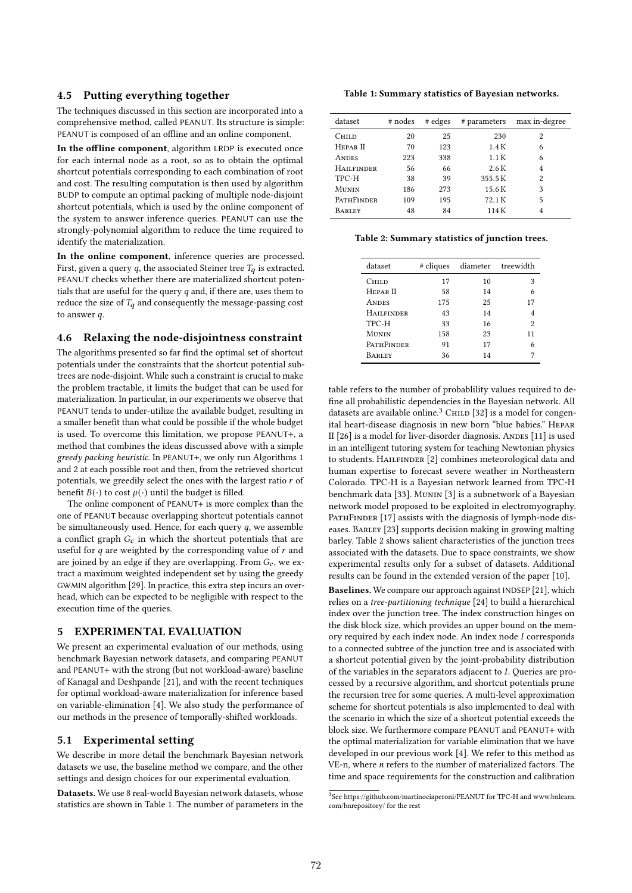### 4.5 Putting everything together

The techniques discussed in this section are incorporated into a comprehensive method, called PEANUT. Its structure is simple: PEANUT is composed of an offline and an online component.

**In the offline component**, algorithm LRDP is executed once for each internal node as a root, so as to obtain the optimal shortcut potentials corresponding to each combination of root and cost. The resulting computation is then used by algorithm BUDP to compute an optimal packing of multiple node-disjoint shortcut potentials, which is used by the online component of the system to answer inference queries. PEANUT can use the strongly-polynomial algorithm to reduce the time required to identify the materialization.

**In the online component**, inference queries are processed. First, given a query $q$, the associated Steiner tree $T_q$ is extracted. PEANUT checks whether there are materialized shortcut potentials that are useful for the query $q$ and, if there are, uses them to reduce the size of $T_q$ and consequently the message-passing cost to answer $q$.

### 4.6 Relaxing the node-disjointness constraint

The algorithms presented so far find the optimal set of shortcut potentials under the constraints that the shortcut potential subtrees are node-disjoint. While such a constraint is crucial to make the problem tractable, it limits the budget that can be used for materialization. In particular, in our experiments we observe that PEANUT tends to under-utilize the available budget, resulting in a smaller benefit than what could be possible if the whole budget is used. To overcome this limitation, we propose PEANUT+, a method that combines the ideas discussed above with a simple *greedy packing heuristic*. In PEANUT+, we only run Algorithms 1 and 2 at each possible root and then, from the retrieved shortcut potentials, we greedily select the ones with the largest ratio $r$ of benefit $B(\cdot)$ to cost $\mu(\cdot)$ until the budget is filled.

The online component of PEANUT+ is more complex than the one of PEANUT because overlapping shortcut potentials cannot be simultaneously used. Hence, for each query $q$, we assemble a conflict graph $G_c$ in which the shortcut potentials that are useful for $q$ are weighted by the corresponding value of $r$ and are joined by an edge if they are overlapping. From $G_c$, we extract a maximum weighted independent set by using the greedy GWMIN algorithm [29]. In practice, this extra step incurs an overhead, which can be expected to be negligible with respect to the execution time of the queries.

## 5 EXPERIMENTAL EVALUATION

We present an experimental evaluation of our methods, using benchmark Bayesian network datasets, and comparing PEANUT and PEANUT+ with the strong (but not workload-aware) baseline of Kanagal and Deshpande [21], and with the recent techniques for optimal workload-aware materialization for inference based on variable-elimination [4]. We also study the performance of our methods in the presence of temporally-shifted workloads.

### 5.1 Experimental setting

We describe in more detail the benchmark Bayesian network datasets we use, the baseline method we compare, and the other settings and design choices for our experimental evaluation.

**Datasets.** We use 8 real-world Bayesian network datasets, whose statistics are shown in Table 1. The number of parameters in the table refers to the number of probablility values required to define all probabilistic dependencies in the Bayesian network. All datasets are available online.[3] Child [32] is a model for congenital heart-disease diagnosis in new born "blue babies." Hepar II [26] is a model for liver-disorder diagnosis. Andes [11] is used in an intelligent tutoring system for teaching Newtonian physics to students. Hailfinder [2] combines meteorological data and human expertise to forecast severe weather in Northeastern Colorado. TPC-H is a Bayesian network learned from TPC-H benchmark data [33]. Munin [3] is a subnetwork of a Bayesian network model proposed to be exploited in electromyography. PathFinder [17] assists with the diagnosis of lymph-node diseases. Barley [23] supports decision making in growing malting barley. Table 2 shows salient characteristics of the junction trees associated with the datasets. Due to space constraints, we show experimental results only for a subset of datasets. Additional results can be found in the extended version of the paper [10].

**Table 1: Summary statistics of Bayesian networks.**

| dataset | # nodes | # edges | # parameters | max in-degree |
|---|---|---|---|---|
| Child | 20 | 25 | 230 | 2 |
| Hepar II | 70 | 123 | 1.4 K | 6 |
| Andes | 223 | 338 | 1.1 K | 6 |
| Hailfinder | 56 | 66 | 2.6 K | 4 |
| TPC-H | 38 | 39 | 355.5 K | 2 |
| Munin | 186 | 273 | 15.6 K | 3 |
| PathFinder | 109 | 195 | 72.1 K | 5 |
| Barley | 48 | 84 | 114 K | 4 |

**Table 2: Summary statistics of junction trees.**

| dataset | # cliques | diameter | treewidth |
|---|---|---|---|
| Child | 17 | 10 | 3 |
| Hepar II | 58 | 14 | 6 |
| Andes | 175 | 25 | 17 |
| Hailfinder | 43 | 14 | 4 |
| TPC-H | 33 | 16 | 2 |
| Munin | 158 | 23 | 11 |
| PathFinder | 91 | 17 | 6 |
| Barley | 36 | 14 | 7 |

**Baselines.** We compare our approach against INDSEP [21], which relies on a *tree-partitioning technique* [24] to build a hierarchical index over the junction tree. The index construction hinges on the disk block size, which provides an upper bound on the memory required by each index node. An index node $I$ corresponds to a connected subtree of the junction tree and is associated with a shortcut potential given by the joint-probability distribution of the variables in the separators adjacent to $I$. Queries are processed by a recursive algorithm, and shortcut potentials prune the recursion tree for some queries. A multi-level approximation scheme for shortcut potentials is also implemented to deal with the scenario in which the size of a shortcut potential exceeds the block size. We furthermore compare PEANUT and PEANUT+ with the optimal materialization for variable elimination that we have developed in our previous work [4]. We refer to this method as VE-n, where $n$ refers to the number of materialized factors. The time and space requirements for the construction and calibration

[3] See https://github.com/martinociaperoni/PEANUT for TPC-H and www.bnlearn.com/bnrepository/ for the rest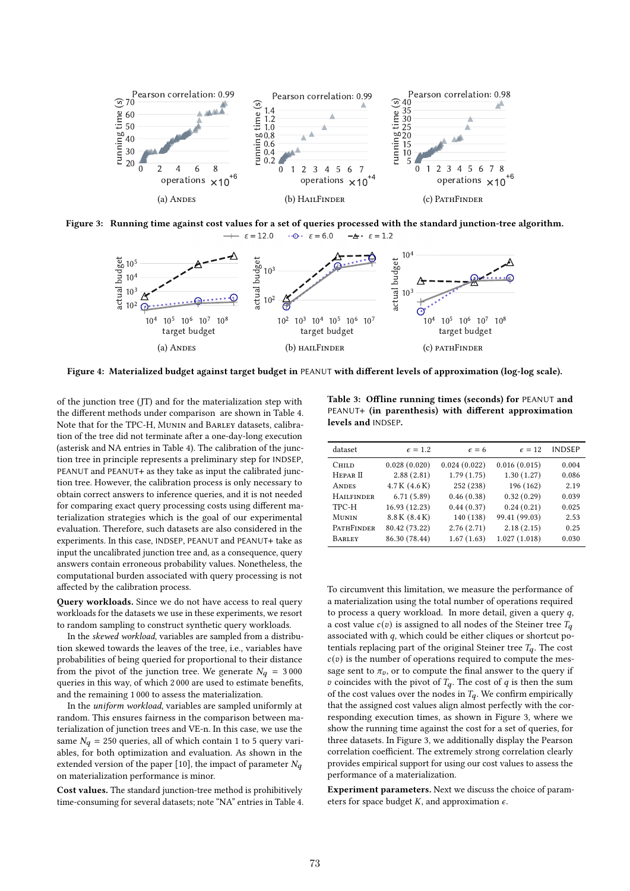Figure 3: Running time against cost values for a set of queries processed with the standard junction-tree algorithm.

Figure 4: Materialized budget against target budget in PEANUT with different levels of approximation (log-log scale).

of the junction tree (JT) and for the materialization step with the different methods under comparison are shown in Table 4. Note that for the TPC-H, MUNIN and BARLEY datasets, calibration of the tree did not terminate after a one-day-long execution (asterisk and NA entries in Table 4). The calibration of the junction tree in principle represents a preliminary step for INDSEP, PEANUT and PEANUT+ as they take as input the calibrated junction tree. However, the calibration process is only necessary to obtain correct answers to inference queries, and it is not needed for comparing exact query processing costs using different materialization strategies which is the goal of our experimental evaluation. Therefore, such datasets are also considered in the experiments. In this case, INDSEP, PEANUT and PEANUT+ take as input the uncalibrated junction tree and, as a consequence, query answers contain erroneous probability values. Nonetheless, the computational burden associated with query processing is not affected by the calibration process.

**Query workloads.** Since we do not have access to real query workloads for the datasets we use in these experiments, we resort to random sampling to construct synthetic query workloads.

In the *skewed workload*, variables are sampled from a distribution skewed towards the leaves of the tree, i.e., variables have probabilities of being queried for proportional to their distance from the pivot of the junction tree. We generate $N_q = 3\,000$ queries in this way, of which 2 000 are used to estimate benefits, and the remaining 1 000 to assess the materialization.

In the *uniform workload*, variables are sampled uniformly at random. This ensures fairness in the comparison between materialization of junction trees and VE-n. In this case, we use the same $N_q = 250$ queries, all of which contain 1 to 5 query variables, for both optimization and evaluation. As shown in the extended version of the paper [10], the impact of parameter $N_q$ on materialization performance is minor.

**Cost values.** The standard junction-tree method is prohibitively time-consuming for several datasets; note "NA" entries in Table 4.

Table 3: Offline running times (seconds) for PEANUT and PEANUT+ (in parenthesis) with different approximation levels and INDSEP.

| dataset | $\epsilon = 1.2$ | $\epsilon = 6$ | $\epsilon = 12$ | INDSEP |
|---|---|---|---|---|
| CHILD | 0.028 (0.020) | 0.024 (0.022) | 0.016 (0.015) | 0.004 |
| HEPAR II | 2.88 (2.81) | 1.79 (1.75) | 1.30 (1.27) | 0.086 |
| ANDES | 4.7 K (4.6 K) | 252 (238) | 196 (162) | 2.19 |
| HAILFINDER | 6.71 (5.89) | 0.46 (0.38) | 0.32 (0.29) | 0.039 |
| TPC-H | 16.93 (12.23) | 0.44 (0.37) | 0.24 (0.21) | 0.025 |
| MUNIN | 8.8 K (8.4 K) | 140 (138) | 99.41 (99.03) | 2.53 |
| PATHFINDER | 80.42 (73.22) | 2.76 (2.71) | 2.18 (2.15) | 0.25 |
| BARLEY | 86.30 (78.44) | 1.67 (1.63) | 1.027 (1.018) | 0.030 |

To circumvent this limitation, we measure the performance of a materialization using the total number of operations required to process a query workload. In more detail, given a query $q$, a cost value $c(v)$ is assigned to all nodes of the Steiner tree $T_q$ associated with $q$, which could be either cliques or shortcut potentials replacing part of the original Steiner tree $T_q$. The cost $c(v)$ is the number of operations required to compute the message sent to $\pi_v$, or to compute the final answer to the query if $v$ coincides with the pivot of $T_q$. The cost of $q$ is then the sum of the cost values over the nodes in $T_q$. We confirm empirically that the assigned cost values align almost perfectly with the corresponding execution times, as shown in Figure 3, where we show the running time against the cost for a set of queries, for three datasets. In Figure 3, we additionally display the Pearson correlation coefficient. The extremely strong correlation clearly provides empirical support for using our cost values to assess the performance of a materialization.

**Experiment parameters.** Next we discuss the choice of parameters for space budget $K$, and approximation $\epsilon$.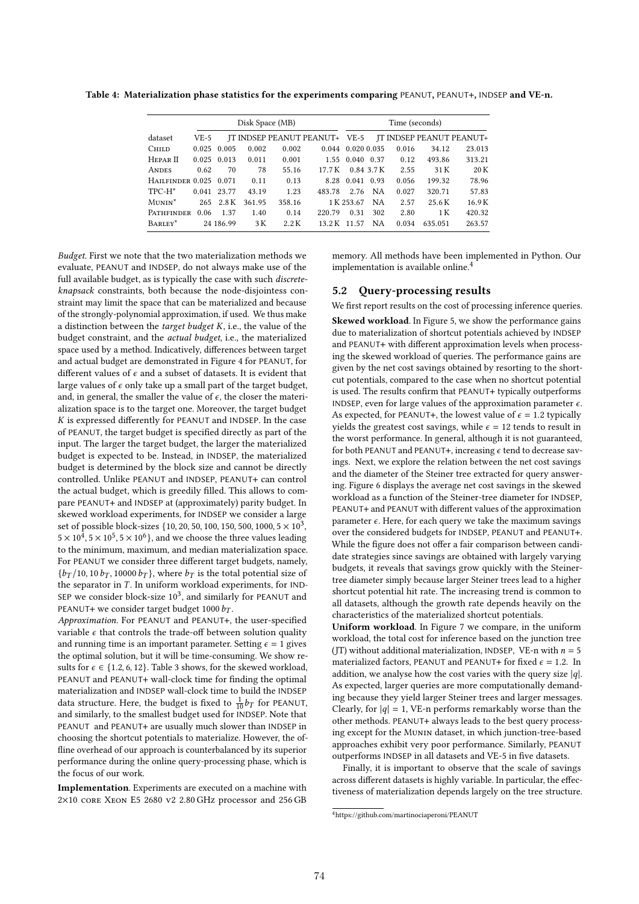**Table 4: Materialization phase statistics for the experiments comparing PEANUT, PEANUT+, INDSEP and VE-n.**

| | Disk Space (MB) | | | | | Time (seconds) | | | | |
|---|---|---|---|---|---|---|---|---|---|---|
| dataset | VE-5 | JT | INDSEP | PEANUT | PEANUT+ | VE-5 | JT | INDSEP | PEANUT | PEANUT+ |
| CHILD | 0.025 | 0.005 | 0.002 | 0.002 | 0.044 | 0.020 | 0.035 | 0.016 | 34.12 | 23.013 |
| HEPAR II | 0.025 | 0.013 | 0.011 | 0.001 | 1.55 | 0.040 | 0.37 | 0.12 | 493.86 | 313.21 |
| ANDES | 0.62 | 70 | 78 | 55.16 | 17.7 K | 0.84 | 3.7 K | 2.55 | 31 K | 20 K |
| HAILFINDER | 0.025 | 0.071 | 0.11 | 0.13 | 8.28 | 0.041 | 0.93 | 0.056 | 199.32 | 78.96 |
| TPC-H* | 0.041 | 23.77 | 43.19 | 1.23 | 483.78 | 2.76 | NA | 0.027 | 320.71 | 57.83 |
| MUNIN* | 265 | 2.8 K | 361.95 | 358.16 | 1 K | 253.67 | NA | 2.57 | 25.6 K | 16.9 K |
| PATHFINDER | 0.06 | 1.37 | 1.40 | 0.14 | 220.79 | 0.31 | 302 | 2.80 | 1 K | 420.32 |
| BARLEY* | 24 | 186.99 | 3 K | 2.2 K | 13.2 K | 11.57 | NA | 0.034 | 635.051 | 263.57 |

*Budget*. First we note that the two materialization methods we evaluate, PEANUT and INDSEP, do not always make use of the full available budget, as is typically the case with such *discrete-knapsack* constraints, both because the node-disjointess constraint may limit the space that can be materialized and because of the strongly-polynomial approximation, if used. We thus make a distinction between the *target budget* $K$, i.e., the value of the budget constraint, and the *actual budget*, i.e., the materialized space used by a method. Indicatively, differences between target and actual budget are demonstrated in Figure 4 for PEANUT, for different values of $\epsilon$ and a subset of datasets. It is evident that large values of $\epsilon$ only take up a small part of the target budget, and, in general, the smaller the value of $\epsilon$, the closer the materialization space is to the target one. Moreover, the target budget $K$ is expressed differently for PEANUT and INDSEP. In the case of PEANUT, the target budget is specified directly as part of the input. The larger the target budget, the larger the materialized budget is expected to be. Instead, in INDSEP, the materialized budget is determined by the block size and cannot be directly controlled. Unlike PEANUT and INDSEP, PEANUT+ can control the actual budget, which is greedily filled. This allows to compare PEANUT+ and INDSEP at (approximately) parity budget. In skewed workload experiments, for INDSEP we consider a large set of possible block-sizes $\{10, 20, 50, 100, 150, 500, 1000, 5 \times 10^3, 5 \times 10^4, 5 \times 10^5, 5 \times 10^6\}$, and we choose the three values leading to the minimum, maximum, and median materialization space. For PEANUT we consider three different target budgets, namely, $\{b_T/10, 10\, b_T, 10000\, b_T\}$, where $b_T$ is the total potential size of the separator in $T$. In uniform workload experiments, for INDSEP we consider block-size $10^3$, and similarly for PEANUT and PEANUT+ we consider target budget $1000\, b_T$.

*Approximation*. For PEANUT and PEANUT+, the user-specified variable $\epsilon$ that controls the trade-off between solution quality and running time is an important parameter. Setting $\epsilon = 1$ gives the optimal solution, but it will be time-consuming. We show results for $\epsilon \in \{1.2, 6, 12\}$. Table 3 shows, for the skewed workload, PEANUT and PEANUT+ wall-clock time for finding the optimal materialization and INDSEP wall-clock time to build the INDSEP data structure. Here, the budget is fixed to $\frac{1}{10} b_T$ for PEANUT, and similarly, to the smallest budget used for INDSEP. Note that PEANUT and PEANUT+ are usually much slower than INDSEP in choosing the shortcut potentials to materialize. However, the offline overhead of our approach is counterbalanced by its superior performance during the online query-processing phase, which is the focus of our work.

**Implementation**. Experiments are executed on a machine with 2×10 core Xeon E5 2680 v2 2.80 GHz processor and 256 GB memory. All methods have been implemented in Python. Our implementation is available online.[4]

## 5.2 Query-processing results

We first report results on the cost of processing inference queries.

**Skewed workload**. In Figure 5, we show the performance gains due to materialization of shortcut potentials achieved by INDSEP and PEANUT+ with different approximation levels when processing the skewed workload of queries. The performance gains are given by the net cost savings obtained by resorting to the shortcut potentials, compared to the case when no shortcut potential is used. The results confirm that PEANUT+ typically outperforms INDSEP, even for large values of the approximation parameter $\epsilon$. As expected, for PEANUT+, the lowest value of $\epsilon = 1.2$ typically yields the greatest cost savings, while $\epsilon = 12$ tends to result in the worst performance. In general, although it is not guaranteed, for both PEANUT and PEANUT+, increasing $\epsilon$ tend to decrease savings. Next, we explore the relation between the net cost savings and the diameter of the Steiner tree extracted for query answering. Figure 6 displays the average net cost savings in the skewed workload as a function of the Steiner-tree diameter for INDSEP, PEANUT+ and PEANUT with different values of the approximation parameter $\epsilon$. Here, for each query we take the maximum savings over the considered budgets for INDSEP, PEANUT and PEANUT+. While the figure does not offer a fair comparison between candidate strategies since savings are obtained with largely varying budgets, it reveals that savings grow quickly with the Steiner-tree diameter simply because larger Steiner trees lead to a higher shortcut potential hit rate. The increasing trend is common to all datasets, although the growth rate depends heavily on the characteristics of the materialized shortcut potentials.

**Uniform workload**. In Figure 7 we compare, in the uniform workload, the total cost for inference based on the junction tree (JT) without additional materialization, INDSEP, VE-n with $n = 5$ materialized factors, PEANUT and PEANUT+ for fixed $\epsilon = 1.2$. In addition, we analyse how the cost varies with the query size $|q|$. As expected, larger queries are more computationally demanding because they yield larger Steiner trees and larger messages. Clearly, for $|q| = 1$, VE-n performs remarkably worse than the other methods. PEANUT+ always leads to the best query processing except for the MUNIN dataset, in which junction-tree-based approaches exhibit very poor performance. Similarly, PEANUT outperforms INDSEP in all datasets and VE-5 in five datasets.

Finally, it is important to observe that the scale of savings across different datasets is highly variable. In particular, the effectiveness of materialization depends largely on the tree structure.

[4] https://github.com/martinociaperoni/PEANUT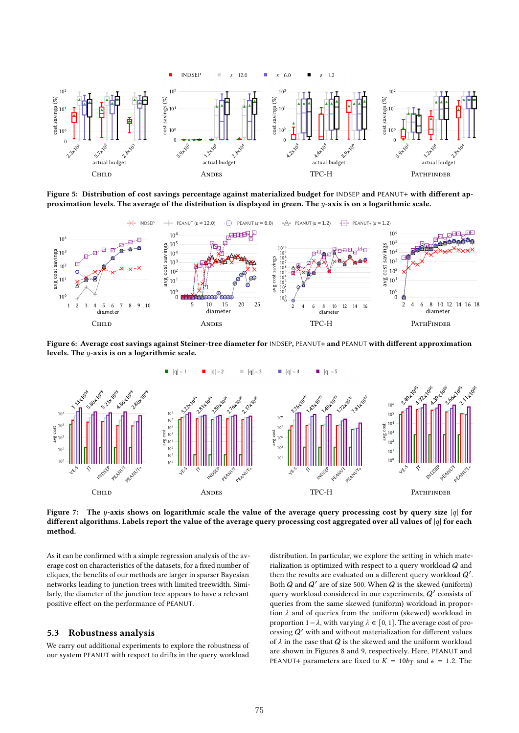Figure 5: Distribution of cost savings percentage against materialized budget for INDSEP and PEANUT+ with different approximation levels. The average of the distribution is displayed in green. The $y$-axis is on a logarithmic scale.

Figure 6: Average cost savings against Steiner-tree diameter for INDSEP, PEANUT+ and PEANUT with different approximation levels. The $y$-axis is on a logarithmic scale.

Figure 7: The $y$-axis shows on logarithmic scale the value of the average query processing cost by query size $|q|$ for different algorithms. Labels report the value of the average query processing cost aggregated over all values of $|q|$ for each method.

As it can be confirmed with a simple regression analysis of the average cost on characteristics of the datasets, for a fixed number of queries, the benefits of our methods are larger in sparser Bayesian networks leading to junction trees with limited treewidth. Similarly, the diameter of the junction tree appears to have a relevant positive effect on the performance of PEANUT.

## 5.3 Robustness analysis

We carry out additional experiments to explore the robustness of our system PEANUT with respect to drifts in the query workload distribution. In particular, we explore the setting in which materialization is optimized with respect to a query workload $Q$ and then the results are evaluated on a different query workload $Q'$. Both $Q$ and $Q'$ are of size 500. When $Q$ is the skewed (uniform) query workload considered in our experiments, $Q'$ consists of queries from the same skewed (uniform) workload in proportion $\lambda$ and of queries from the uniform (skewed) workload in proportion $1 - \lambda$, with varying $\lambda \in [0, 1]$. The average cost of processing $Q'$ with and without materialization for different values of $\lambda$ in the case that $Q$ is the skewed and the uniform workload are shown in Figures 8 and 9, respectively. Here, PEANUT and PEANUT+ parameters are fixed to $K = 10b_T$ and $\epsilon = 1.2$. The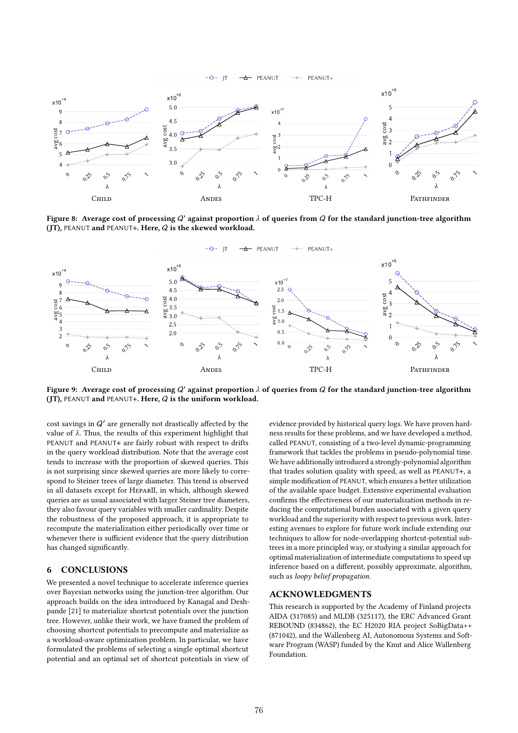Figure 8: Average cost of processing $Q'$ against proportion $\lambda$ of queries from $Q$ for the standard junction-tree algorithm (JT), PEANUT and PEANUT+. Here, $Q$ is the skewed workload.

Figure 9: Average cost of processing $Q'$ against proportion $\lambda$ of queries from $Q$ for the standard junction-tree algorithm (JT), PEANUT and PEANUT+. Here, $Q$ is the uniform workload.

cost savings in $Q'$ are generally not drastically affected by the value of $\lambda$. Thus, the results of this experiment highlight that PEANUT and PEANUT+ are fairly robust with respect to drifts in the query workload distribution. Note that the average cost tends to increase with the proportion of skewed queries. This is not surprising since skewed queries are more likely to correspond to Steiner trees of large diameter. This trend is observed in all datasets except for HeparII, in which, although skewed queries are as usual associated with larger Steiner tree diameters, they also favour query variables with smaller cardinality. Despite the robustness of the proposed approach, it is appropriate to recompute the materialization either periodically over time or whenever there is sufficient evidence that the query distribution has changed significantly.

## 6 CONCLUSIONS

We presented a novel technique to accelerate inference queries over Bayesian networks using the junction-tree algorithm. Our approach builds on the idea introduced by Kanagal and Deshpande [21] to materialize shortcut potentials over the junction tree. However, unlike their work, we have framed the problem of choosing shortcut potentials to precompute and materialize as a workload-aware optimization problem. In particular, we have formulated the problems of selecting a single optimal shortcut potential and an optimal set of shortcut potentials in view of evidence provided by historical query logs. We have proven hardness results for these problems, and we have developed a method, called PEANUT, consisting of a two-level dynamic-programming framework that tackles the problems in pseudo-polynomial time. We have additionally introduced a strongly-polynomial algorithm that trades solution quality with speed, as well as PEANUT+, a simple modification of PEANUT, which ensures a better utilization of the available space budget. Extensive experimental evaluation confirms the effectiveness of our materialization methods in reducing the computational burden associated with a given query workload and the superiority with respect to previous work. Interesting avenues to explore for future work include extending our techniques to allow for node-overlapping shortcut-potential subtrees in a more principled way, or studying a similar approach for optimal materialization of intermediate computations to speed up inference based on a different, possibly approximate, algorithm, such as *loopy belief propagation*.

## ACKNOWLEDGMENTS

This research is supported by the Academy of Finland projects AIDA (317085) and MLDB (325117), the ERC Advanced Grant REBOUND (834862), the EC H2020 RIA project SoBigData++ (871042), and the Wallenberg AI, Autonomous Systems and Software Program (WASP) funded by the Knut and Alice Wallenberg Foundation.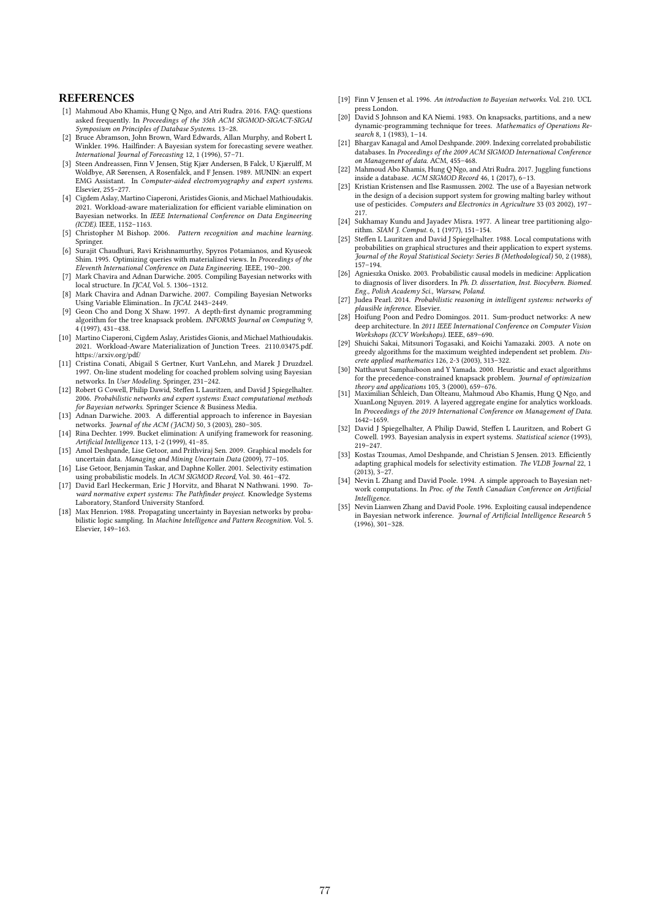## REFERENCES

[1] Mahmoud Abo Khamis, Hung Q Ngo, and Atri Rudra. 2016. FAQ: questions asked frequently. In *Proceedings of the 35th ACM SIGMOD-SIGACT-SIGAI Symposium on Principles of Database Systems*. 13–28.

[2] Bruce Abramson, John Brown, Ward Edwards, Allan Murphy, and Robert L Winkler. 1996. Hailfinder: A Bayesian system for forecasting severe weather. *International Journal of Forecasting* 12, 1 (1996), 57–71.

[3] Steen Andreassen, Finn V Jensen, Stig Kjær Andersen, B Falck, U Kjærulff, M Woldbye, AR Sørensen, A Rosenfalck, and F Jensen. 1989. MUNIN: an expert EMG Assistant. In *Computer-aided electromyography and expert systems*. Elsevier, 255–277.

[4] Cigdem Aslay, Martino Ciaperoni, Aristides Gionis, and Michael Mathioudakis. 2021. Workload-aware materialization for efficient variable elimination on Bayesian networks. In *IEEE International Conference on Data Engineering (ICDE)*. IEEE, 1152–1163.

[5] Christopher M Bishop. 2006. *Pattern recognition and machine learning*. Springer.

[6] Surajit Chaudhuri, Ravi Krishnamurthy, Spyros Potamianos, and Kyuseok Shim. 1995. Optimizing queries with materialized views. In *Proceedings of the Eleventh International Conference on Data Engineering*. IEEE, 190–200.

[7] Mark Chavira and Adnan Darwiche. 2005. Compiling Bayesian networks with local structure. In *IJCAI*, Vol. 5. 1306–1312.

[8] Mark Chavira and Adnan Darwiche. 2007. Compiling Bayesian Networks Using Variable Elimination.. In *IJCAI*. 2443–2449.

[9] Geon Cho and Dong X Shaw. 1997. A depth-first dynamic programming algorithm for the tree knapsack problem. *INFORMS Journal on Computing* 9, 4 (1997), 431–438.

[10] Martino Ciaperoni, Cigdem Aslay, Aristides Gionis, and Michael Mathioudakis. 2021. Workload-Aware Materialization of Junction Trees. 2110.03475.pdf. https://arxiv.org/pdf/

[11] Cristina Conati, Abigail S Gertner, Kurt VanLehn, and Marek J Druzdzel. 1997. On-line student modeling for coached problem solving using Bayesian networks. In *User Modeling*. Springer, 231–242.

[12] Robert G Cowell, Philip Dawid, Steffen L Lauritzen, and David J Spiegelhalter. 2006. *Probabilistic networks and expert systems: Exact computational methods for Bayesian networks*. Springer Science & Business Media.

[13] Adnan Darwiche. 2003. A differential approach to inference in Bayesian networks. *Journal of the ACM (JACM)* 50, 3 (2003), 280–305.

[14] Rina Dechter. 1999. Bucket elimination: A unifying framework for reasoning. *Artificial Intelligence* 113, 1-2 (1999), 41–85.

[15] Amol Deshpande, Lise Getoor, and Prithviraj Sen. 2009. Graphical models for uncertain data. *Managing and Mining Uncertain Data* (2009), 77–105.

[16] Lise Getoor, Benjamin Taskar, and Daphne Koller. 2001. Selectivity estimation using probabilistic models. In *ACM SIGMOD Record*, Vol. 30. 461–472.

[17] David Earl Heckerman, Eric J Horvitz, and Bharat N Nathwani. 1990. *Toward normative expert systems: The Pathfinder project*. Knowledge Systems Laboratory, Stanford University Stanford.

[18] Max Henrion. 1988. Propagating uncertainty in Bayesian networks by probabilistic logic sampling. In *Machine Intelligence and Pattern Recognition*. Vol. 5. Elsevier, 149–163.

[19] Finn V Jensen et al. 1996. *An introduction to Bayesian networks*. Vol. 210. UCL press London.

[20] David S Johnson and KA Niemi. 1983. On knapsacks, partitions, and a new dynamic-programming technique for trees. *Mathematics of Operations Research* 8, 1 (1983), 1–14.

[21] Bhargav Kanagal and Amol Deshpande. 2009. Indexing correlated probabilistic databases. In *Proceedings of the 2009 ACM SIGMOD International Conference on Management of data*. ACM, 455–468.

[22] Mahmoud Abo Khamis, Hung Q Ngo, and Atri Rudra. 2017. Juggling functions inside a database. *ACM SIGMOD Record* 46, 1 (2017), 6–13.

[23] Kristian Kristensen and Ilse Rasmussen. 2002. The use of a Bayesian network in the design of a decision support system for growing malting barley without use of pesticides. *Computers and Electronics in Agriculture* 33 (03 2002), 197–217.

[24] Sukhamay Kundu and Jayadev Misra. 1977. A linear tree partitioning algorithm. *SIAM J. Comput.* 6, 1 (1977), 151–154.

[25] Steffen L Lauritzen and David J Spiegelhalter. 1988. Local computations with probabilities on graphical structures and their application to expert systems. *Journal of the Royal Statistical Society: Series B (Methodological)* 50, 2 (1988), 157–194.

[26] Agnieszka Onisko. 2003. Probabilistic causal models in medicine: Application to diagnosis of liver disorders. In *Ph. D. dissertation, Inst. Biocybern. Biomed. Eng., Polish Academy Sci., Warsaw, Poland*.

[27] Judea Pearl. 2014. *Probabilistic reasoning in intelligent systems: networks of plausible inference*. Elsevier.

[28] Hoifung Poon and Pedro Domingos. 2011. Sum-product networks: A new deep architecture. In *2011 IEEE International Conference on Computer Vision Workshops (ICCV Workshops)*. IEEE, 689–690.

[29] Shuichi Sakai, Mitsunori Togasaki, and Koichi Yamazaki. 2003. A note on greedy algorithms for the maximum weighted independent set problem. *Discrete applied mathematics* 126, 2-3 (2003), 313–322.

[30] Natthawut Samphaiboon and Y Yamada. 2000. Heuristic and exact algorithms for the precedence-constrained knapsack problem. *Journal of optimization theory and applications* 105, 3 (2000), 659–676.

[31] Maximilian Schleich, Dan Olteanu, Mahmoud Abo Khamis, Hung Q Ngo, and XuanLong Nguyen. 2019. A layered aggregate engine for analytics workloads. In *Proceedings of the 2019 International Conference on Management of Data*. 1642–1659.

[32] David J Spiegelhalter, A Philip Dawid, Steffen L Lauritzen, and Robert G Cowell. 1993. Bayesian analysis in expert systems. *Statistical science* (1993), 219–247.

[33] Kostas Tzoumas, Amol Deshpande, and Christian S Jensen. 2013. Efficiently adapting graphical models for selectivity estimation. *The VLDB Journal* 22, 1 (2013), 3–27.

[34] Nevin L Zhang and David Poole. 1994. A simple approach to Bayesian network computations. In *Proc. of the Tenth Canadian Conference on Artificial Intelligence*.

[35] Nevin Lianwen Zhang and David Poole. 1996. Exploiting causal independence in Bayesian network inference. *Journal of Artificial Intelligence Research* 5 (1996), 301–328.